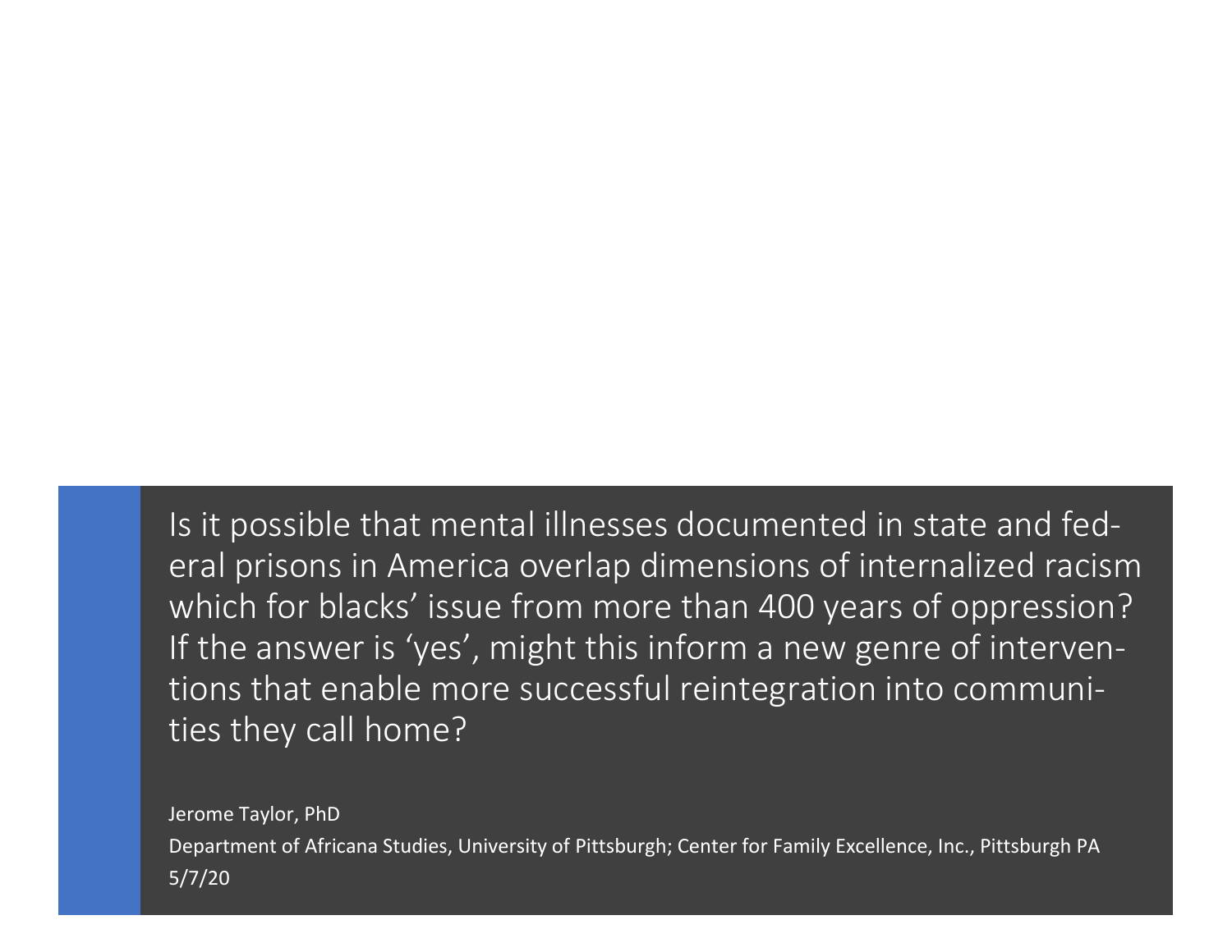# Is it possible that mental illnesses documented in state and federal prisons in America overlap dimensions of internalized racism which for blacks' issue from more than 400 years of oppression? If the answer is 'yes', might this inform a new genre of interventions that enable more successful reintegration into communities they call home?

Jerome Taylor, PhD

Department of Africana Studies, University of Pittsburgh; Center for Family Excellence, Inc., Pittsburgh PA

5/7/20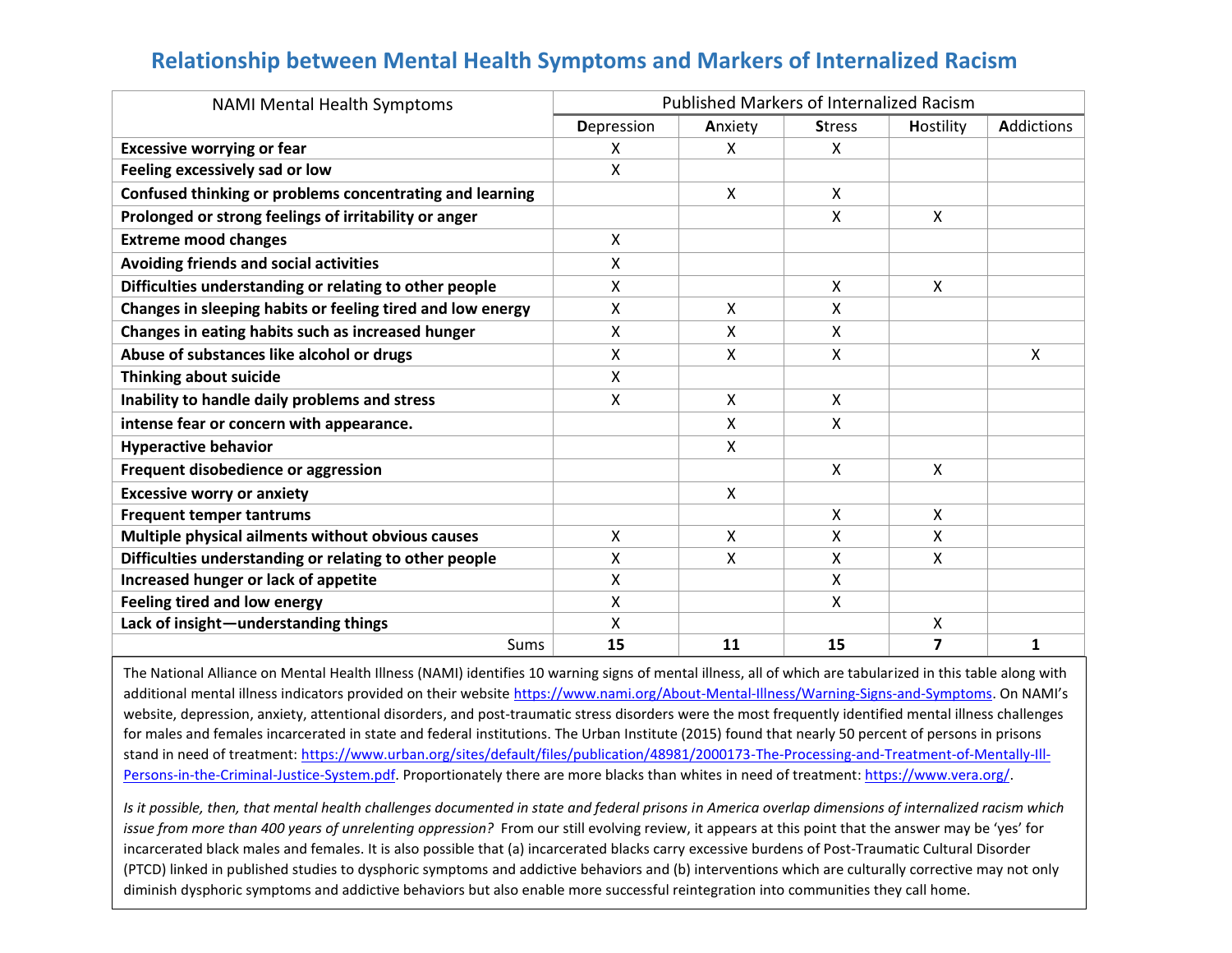## Relationship between Mental Health Symptoms and Markers of Internalized Racism

| NAMI Mental Health Symptoms | Published Markers of Internalized Racism | | | | |
|---|---|---|---|---|---|
| | **D**epression | **A**nxiety | **S**tress | **H**ostility | **A**ddictions |
| **Excessive worrying or fear** | X | X | X | | |
| **Feeling excessively sad or low** | X | | | | |
| **Confused thinking or problems concentrating and learning** | | X | X | | |
| **Prolonged or strong feelings of irritability or anger** | | | X | X | |
| **Extreme mood changes** | X | | | | |
| **Avoiding friends and social activities** | X | | | | |
| **Difficulties understanding or relating to other people** | X | | X | X | |
| **Changes in sleeping habits or feeling tired and low energy** | X | X | X | | |
| **Changes in eating habits such as increased hunger** | X | X | X | | |
| **Abuse of substances like alcohol or drugs** | X | X | X | | X |
| **Thinking about suicide** | X | | | | |
| **Inability to handle daily problems and stress** | X | X | X | | |
| **intense fear or concern with appearance.** | | X | X | | |
| **Hyperactive behavior** | | X | | | |
| **Frequent disobedience or aggression** | | | X | X | |
| **Excessive worry or anxiety** | | X | | | |
| **Frequent temper tantrums** | | | X | X | |
| **Multiple physical ailments without obvious causes** | X | X | X | X | |
| **Difficulties understanding or relating to other people** | X | X | X | X | |
| **Increased hunger or lack of appetite** | X | | X | | |
| **Feeling tired and low energy** | X | | X | | |
| **Lack of insight—understanding things** | X | | | X | |
| Sums | **15** | **11** | **15** | **7** | **1** |

The National Alliance on Mental Health Illness (NAMI) identifies 10 warning signs of mental illness, all of which are tabularized in this table along with additional mental illness indicators provided on their website https://www.nami.org/About-Mental-Illness/Warning-Signs-and-Symptoms. On NAMI's website, depression, anxiety, attentional disorders, and post-traumatic stress disorders were the most frequently identified mental illness challenges for males and females incarcerated in state and federal institutions. The Urban Institute (2015) found that nearly 50 percent of persons in prisons stand in need of treatment: https://www.urban.org/sites/default/files/publication/48981/2000173-The-Processing-and-Treatment-of-Mentally-Ill-Persons-in-the-Criminal-Justice-System.pdf. Proportionately there are more blacks than whites in need of treatment: https://www.vera.org/.

*Is it possible, then, that mental health challenges documented in state and federal prisons in America overlap dimensions of internalized racism which issue from more than 400 years of unrelenting oppression?* From our still evolving review, it appears at this point that the answer may be 'yes' for incarcerated black males and females. It is also possible that (a) incarcerated blacks carry excessive burdens of Post-Traumatic Cultural Disorder (PTCD) linked in published studies to dysphoric symptoms and addictive behaviors and (b) interventions which are culturally corrective may not only diminish dysphoric symptoms and addictive behaviors but also enable more successful reintegration into communities they call home.